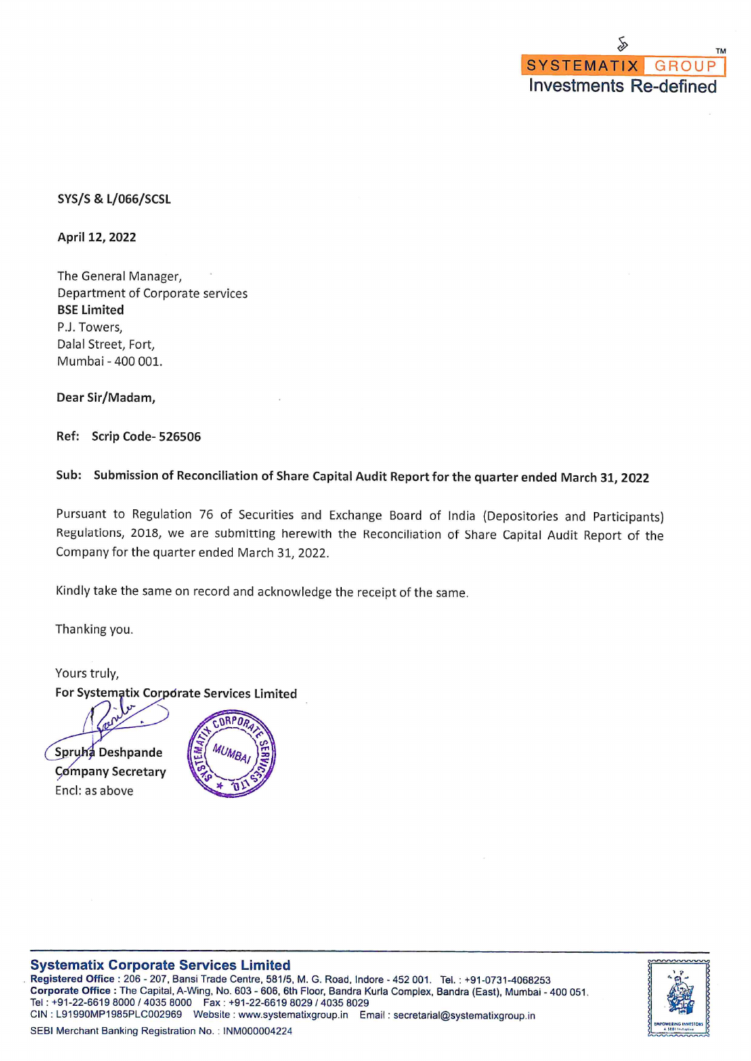SYSTEMATIX GROUP
Investments Re-defined

**SYS/S & L/066/SCSL**

**April 12, 2022**

The General Manager,
Department of Corporate services
**BSE Limited**
P.J. Towers,
Dalal Street, Fort,
Mumbai - 400 001.

**Dear Sir/Madam,**

**Ref: Scrip Code- 526506**

**Sub: Submission of Reconciliation of Share Capital Audit Report for the quarter ended March 31, 2022**

Pursuant to Regulation 76 of Securities and Exchange Board of India (Depositories and Participants) Regulations, 2018, we are submitting herewith the Reconciliation of Share Capital Audit Report of the Company for the quarter ended March 31, 2022.

Kindly take the same on record and acknowledge the receipt of the same.

Thanking you.

Yours truly,
**For Systematix Corporate Services Limited**

**Spruha Deshpande**
**Company Secretary**
Encl: as above

**Systematix Corporate Services Limited**
**Registered Office** : 206 - 207, Bansi Trade Centre, 581/5, M. G. Road, Indore - 452 001. Tel. : +91-0731-4068253
**Corporate Office** : The Capital, A-Wing, No. 603 - 606, 6th Floor, Bandra Kurla Complex, Bandra (East), Mumbai - 400 051.
Tel : +91-22-6619 8000 / 4035 8000 Fax : +91-22-6619 8029 / 4035 8029
CIN : L91990MP1985PLC002969 Website : www.systematixgroup.in Email : secretarial@systematixgroup.in
SEBI Merchant Banking Registration No. : INM000004224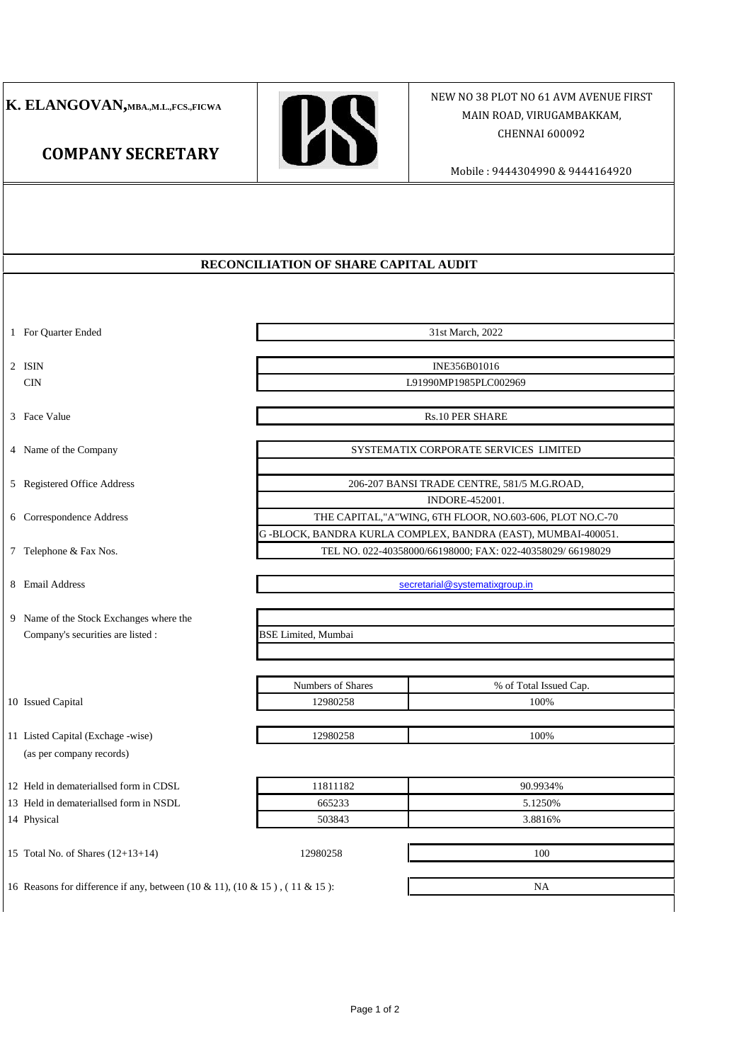**K. ELANGOVAN,** MBA.,M.L.,FCS.,FICWA

**COMPANY SECRETARY**

NEW NO 38 PLOT NO 61 AVM AVENUE FIRST MAIN ROAD, VIRUGAMBAKKAM, CHENNAI 600092

Mobile : 9444304990 & 9444164920

## RECONCILIATION OF SHARE CAPITAL AUDIT

| | | | |
|---|---|---|---|
| 1 | For Quarter Ended | 31st March, 2022 | |
| 2 | ISIN | INE356B01016 | |
| | CIN | L91990MP1985PLC002969 | |
| 3 | Face Value | Rs.10 PER SHARE | |
| 4 | Name of the Company | SYSTEMATIX CORPORATE SERVICES LIMITED | |
| 5 | Registered Office Address | 206-207 BANSI TRADE CENTRE, 581/5 M.G.ROAD, INDORE-452001. | |
| 6 | Correspondence Address | THE CAPITAL,"A"WING, 6TH FLOOR, NO.603-606, PLOT NO.C-70 G -BLOCK, BANDRA KURLA COMPLEX, BANDRA (EAST), MUMBAI-400051. | |
| 7 | Telephone & Fax Nos. | TEL NO. 022-40358000/66198000; FAX: 022-40358029/ 66198029 | |
| 8 | Email Address | secretarial@systematixgroup.in | |
| 9 | Name of the Stock Exchanges where the Company's securities are listed : | BSE Limited, Mumbai | |
| | | **Numbers of Shares** | **% of Total Issued Cap.** |
| 10 | Issued Capital | 12980258 | 100% |
| 11 | Listed Capital (Exchange -wise) (as per company records) | 12980258 | 100% |
| 12 | Held in dematerialised form in CDSL | 11811182 | 90.9934% |
| 13 | Held in dematerialised form in NSDL | 665233 | 5.1250% |
| 14 | Physical | 503843 | 3.8816% |
| 15 | Total No. of Shares (12+13+14) | 12980258 | 100 |
| 16 | Reasons for difference if any, between (10 & 11), (10 & 15 ) , ( 11 & 15 ): | | NA |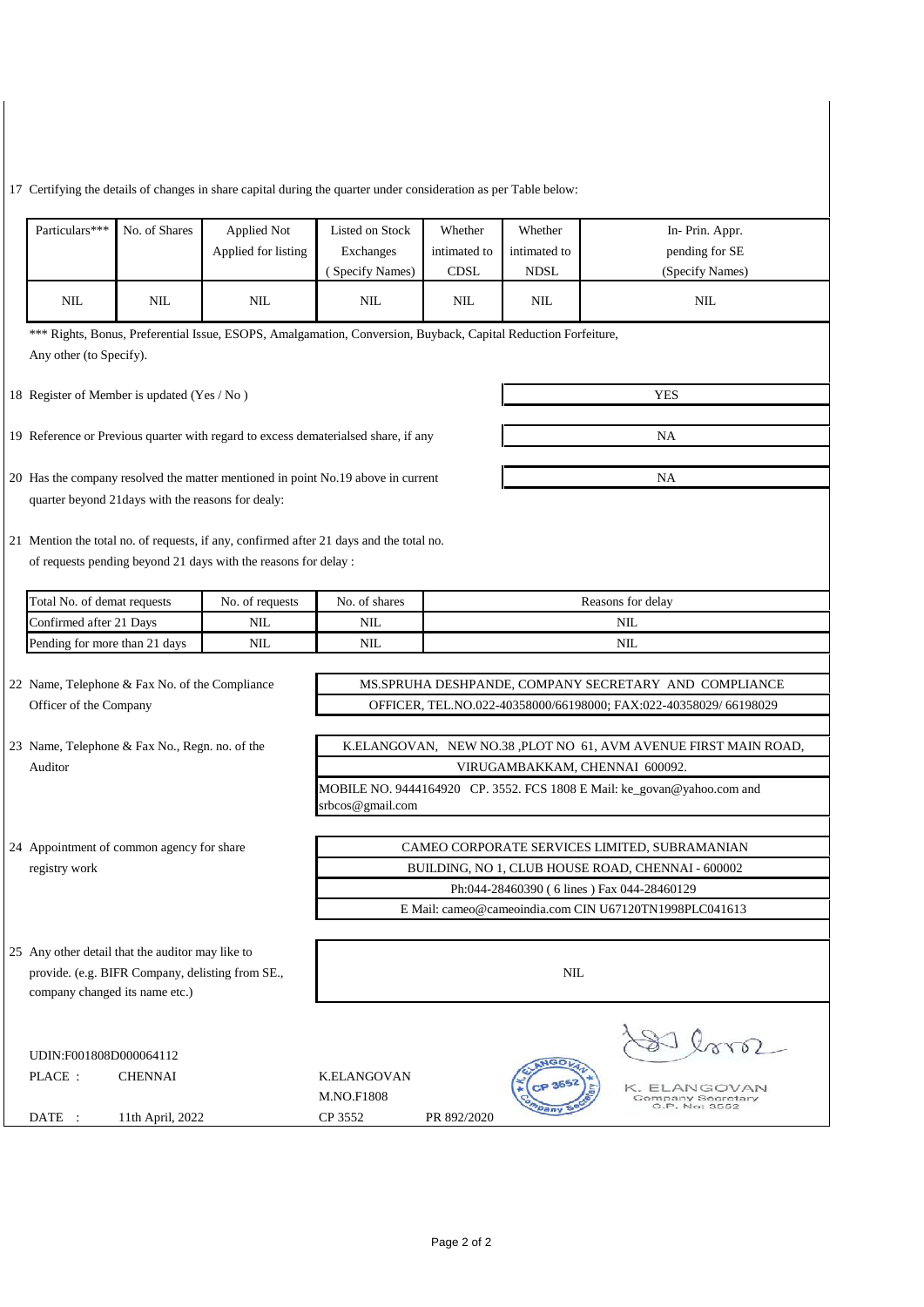17 Certifying the details of changes in share capital during the quarter under consideration as per Table below:

| Particulars*** | No. of Shares | Applied Not Applied for listing | Listed on Stock Exchanges (Specify Names) | Whether intimated to CDSL | Whether intimated to NDSL | In- Prin. Appr. pending for SE (Specify Names) |
|---|---|---|---|---|---|---|
| NIL | NIL | NIL | NIL | NIL | NIL | NIL |

*** Rights, Bonus, Preferential Issue, ESOPS, Amalgamation, Conversion, Buyback, Capital Reduction Forfeiture, Any other (to Specify).

18 Register of Member is updated (Yes / No ) — YES

19 Reference or Previous quarter with regard to excess dematerialsed share, if any — NA

20 Has the company resolved the matter mentioned in point No.19 above in current quarter beyond 21days with the reasons for dealy: — NA

21 Mention the total no. of requests, if any, confirmed after 21 days and the total no. of requests pending beyond 21 days with the reasons for delay :

| Total No. of demat requests | No. of requests | No. of shares | Reasons for delay |
|---|---|---|---|
| Confirmed after 21 Days | NIL | NIL | NIL |
| Pending for more than 21 days | NIL | NIL | NIL |

22 Name, Telephone & Fax No. of the Compliance Officer of the Company — MS.SPRUHA DESHPANDE, COMPANY SECRETARY AND COMPLIANCE OFFICER, TEL.NO.022-40358000/66198000; FAX:022-40358029/ 66198029

23 Name, Telephone & Fax No., Regn. no. of the Auditor — K.ELANGOVAN, NEW NO.38 ,PLOT NO 61, AVM AVENUE FIRST MAIN ROAD, VIRUGAMBAKKAM, CHENNAI 600092. MOBILE NO. 9444164920 CP. 3552. FCS 1808 E Mail: ke_govan@yahoo.com and srbcos@gmail.com

24 Appointment of common agency for share registry work — CAMEO CORPORATE SERVICES LIMITED, SUBRAMANIAN BUILDING, NO 1, CLUB HOUSE ROAD, CHENNAI - 600002 Ph:044-28460390 ( 6 lines ) Fax 044-28460129 E Mail: cameo@cameoindia.com CIN U67120TN1998PLC041613

25 Any other detail that the auditor may like to provide. (e.g. BIFR Company, delisting from SE., company changed its name etc.) — NIL

UDIN:F001808D000064112

PLACE : CHENNAI

DATE : 11th April, 2022

K.ELANGOVAN
M.NO.F1808
CP 3552 PR 892/2020

K. ELANGOVAN
Company Secretary
C.P. No: 3552